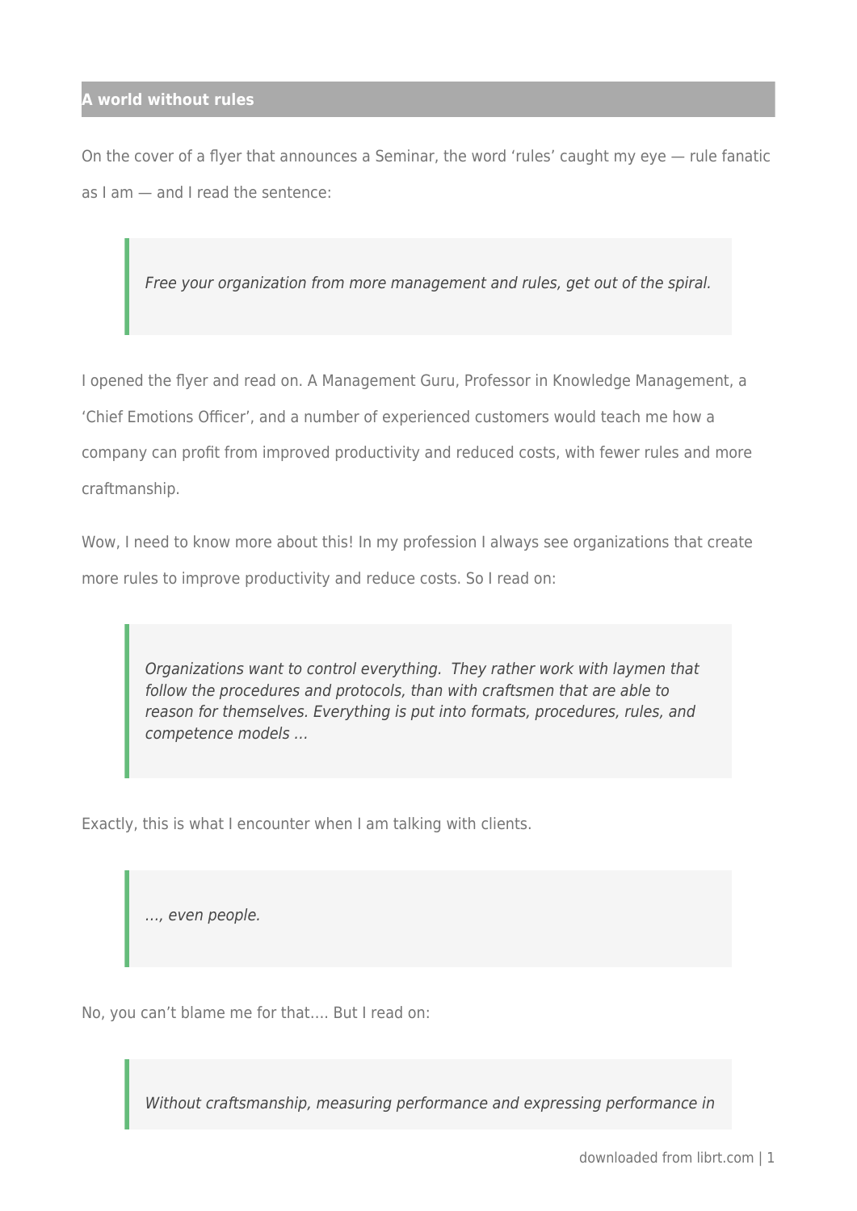## A world without rules

On the cover of a flyer that announces a Seminar, the word 'rules' caught my eye — rule fanatic as I am — and I read the sentence:

> *Free your organization from more management and rules, get out of the spiral.*

I opened the flyer and read on. A Management Guru, Professor in Knowledge Management, a 'Chief Emotions Officer', and a number of experienced customers would teach me how a company can profit from improved productivity and reduced costs, with fewer rules and more craftmanship.

Wow, I need to know more about this! In my profession I always see organizations that create more rules to improve productivity and reduce costs. So I read on:

> *Organizations want to control everything. They rather work with laymen that follow the procedures and protocols, than with craftsmen that are able to reason for themselves. Everything is put into formats, procedures, rules, and competence models …*

Exactly, this is what I encounter when I am talking with clients.

> *…, even people.*

No, you can't blame me for that…. But I read on:

> *Without craftsmanship, measuring performance and expressing performance in*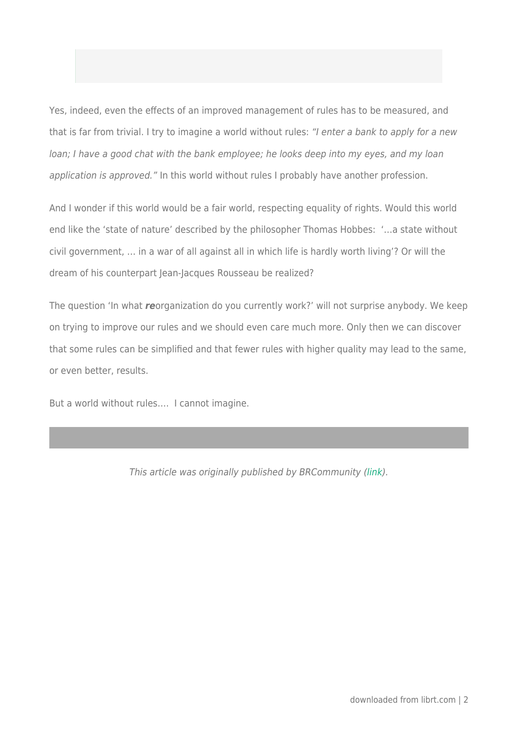Yes, indeed, even the effects of an improved management of rules has to be measured, and that is far from trivial. I try to imagine a world without rules: *"I enter a bank to apply for a new loan; I have a good chat with the bank employee; he looks deep into my eyes, and my loan application is approved."* In this world without rules I probably have another profession.

And I wonder if this world would be a fair world, respecting equality of rights. Would this world end like the 'state of nature' described by the philosopher Thomas Hobbes: '…a state without civil government, … in a war of all against all in which life is hardly worth living'? Or will the dream of his counterpart Jean-Jacques Rousseau be realized?

The question 'In what ***re***organization do you currently work?' will not surprise anybody. We keep on trying to improve our rules and we should even care much more. Only then we can discover that some rules can be simplified and that fewer rules with higher quality may lead to the same, or even better, results.

But a world without rules…. I cannot imagine.

*This article was originally published by BRCommunity (link).*